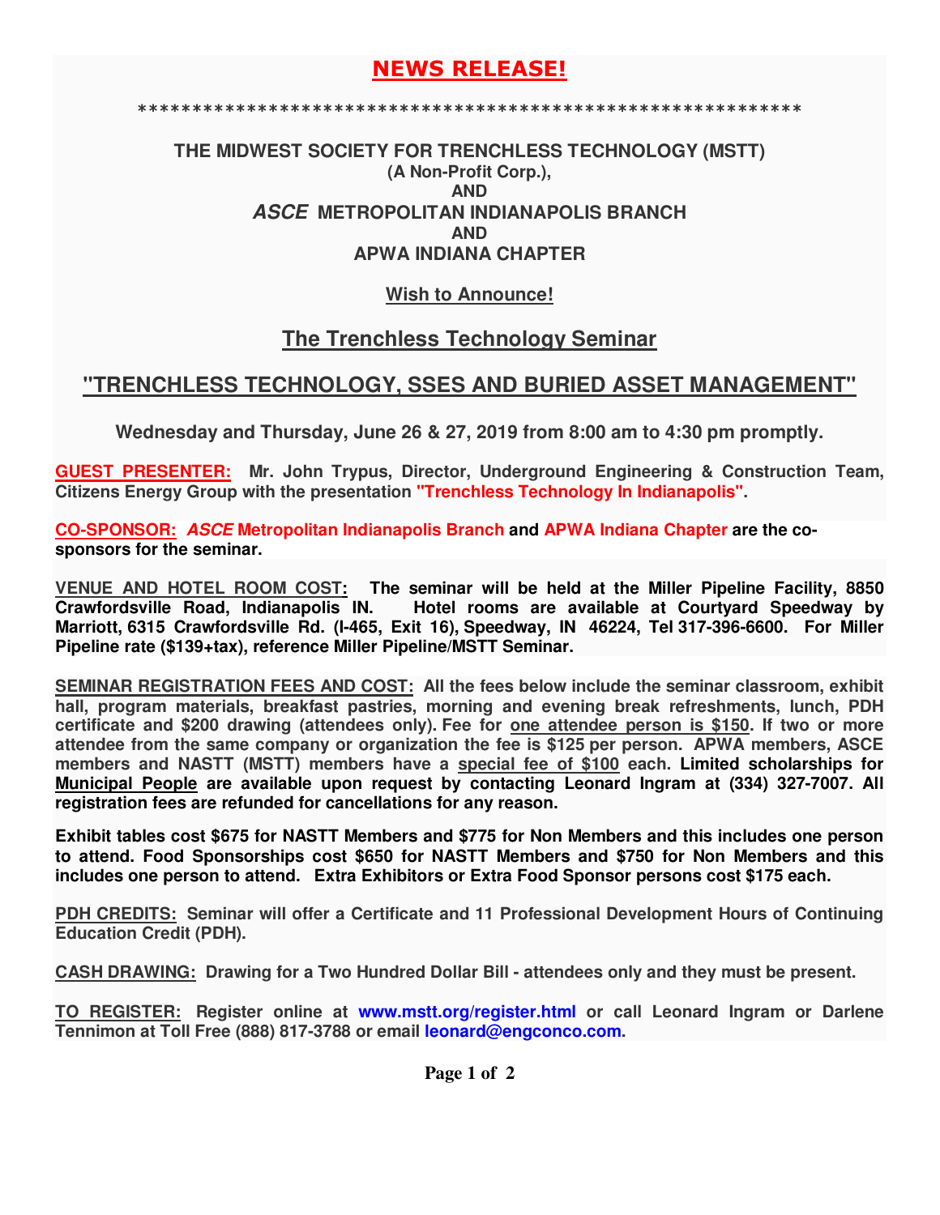# NEWS RELEASE!

************************************************************

**THE MIDWEST SOCIETY FOR TRENCHLESS TECHNOLOGY (MSTT)**
**(A Non-Profit Corp.),**
**AND**
***ASCE* METROPOLITAN INDIANAPOLIS BRANCH**
**AND**
**APWA INDIANA CHAPTER**

**Wish to Announce!**

## The Trenchless Technology Seminar

## "TRENCHLESS TECHNOLOGY, SSES AND BURIED ASSET MANAGEMENT"

**Wednesday and Thursday, June 26 & 27, 2019 from 8:00 am to 4:30 pm promptly.**

**GUEST PRESENTER:** **Mr. John Trypus, Director, Underground Engineering & Construction Team, Citizens Energy Group with the presentation "Trenchless Technology In Indianapolis".**

**CO-SPONSOR:** ***ASCE* Metropolitan Indianapolis Branch and APWA Indiana Chapter are the co-sponsors for the seminar.**

**VENUE AND HOTEL ROOM COST:** **The seminar will be held at the Miller Pipeline Facility, 8850 Crawfordsville Road, Indianapolis IN. Hotel rooms are available at Courtyard Speedway by Marriott, 6315 Crawfordsville Rd. (I-465, Exit 16), Speedway, IN 46224, Tel 317-396-6600. For Miller Pipeline rate ($139+tax), reference Miller Pipeline/MSTT Seminar.**

**SEMINAR REGISTRATION FEES AND COST:** **All the fees below include the seminar classroom, exhibit hall, program materials, breakfast pastries, morning and evening break refreshments, lunch, PDH certificate and $200 drawing (attendees only). Fee for one attendee person is $150. If two or more attendee from the same company or organization the fee is $125 per person. APWA members, ASCE members and NASTT (MSTT) members have a special fee of $100 each. Limited scholarships for Municipal People are available upon request by contacting Leonard Ingram at (334) 327-7007. All registration fees are refunded for cancellations for any reason.**

**Exhibit tables cost $675 for NASTT Members and $775 for Non Members and this includes one person to attend. Food Sponsorships cost $650 for NASTT Members and $750 for Non Members and this includes one person to attend. Extra Exhibitors or Extra Food Sponsor persons cost $175 each.**

**PDH CREDITS:** **Seminar will offer a Certificate and 11 Professional Development Hours of Continuing Education Credit (PDH).**

**CASH DRAWING:** **Drawing for a Two Hundred Dollar Bill - attendees only and they must be present.**

**TO REGISTER:** **Register online at www.mstt.org/register.html or call Leonard Ingram or Darlene Tennimon at Toll Free (888) 817-3788 or email leonard@engconco.com.**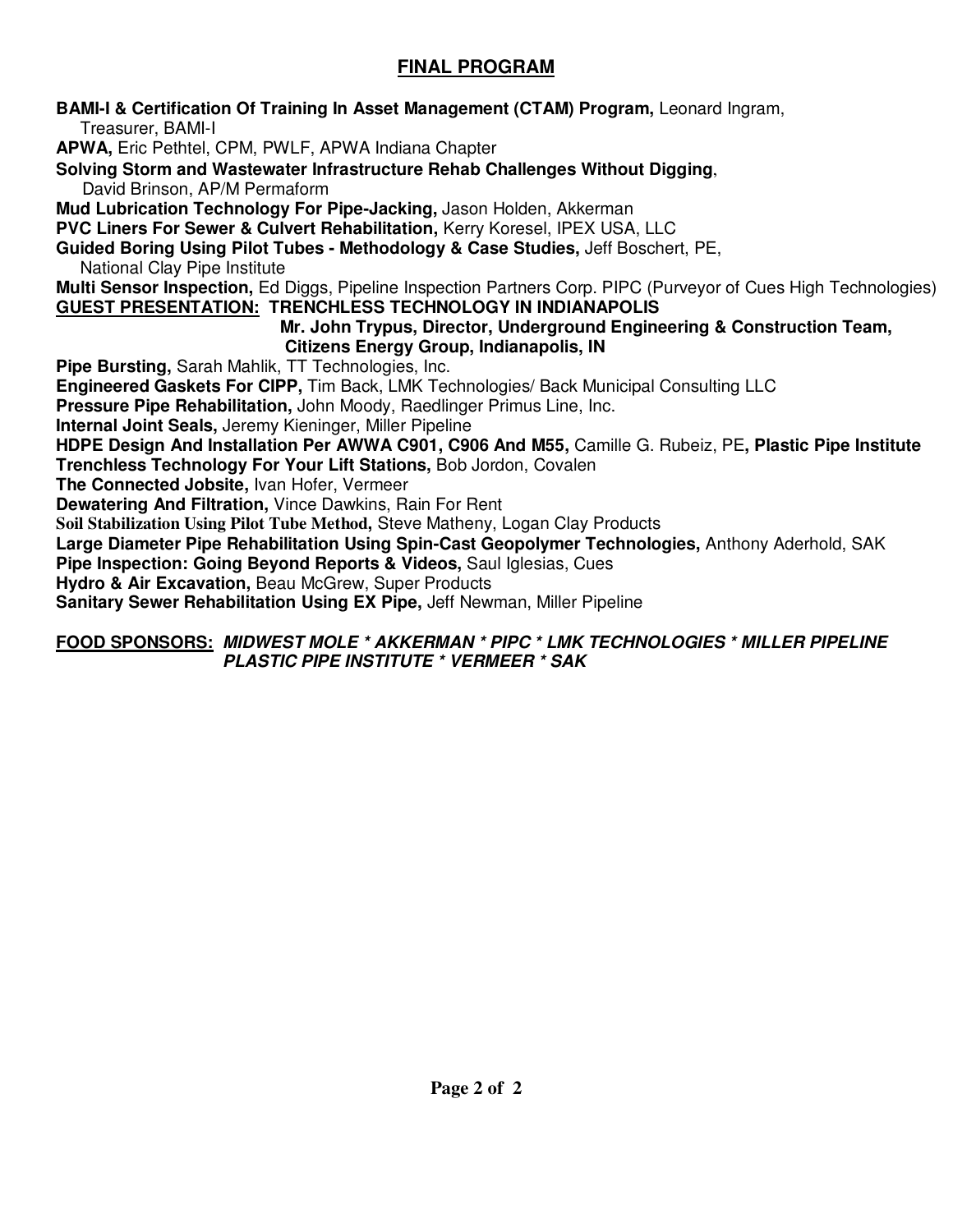## FINAL PROGRAM

**BAMI-I & Certification Of Training In Asset Management (CTAM) Program,** Leonard Ingram, Treasurer, BAMI-I

**APWA,** Eric Pethtel, CPM, PWLF, APWA Indiana Chapter

**Solving Storm and Wastewater Infrastructure Rehab Challenges Without Digging**, David Brinson, AP/M Permaform

**Mud Lubrication Technology For Pipe-Jacking,** Jason Holden, Akkerman

**PVC Liners For Sewer & Culvert Rehabilitation,** Kerry Koresel, IPEX USA, LLC

**Guided Boring Using Pilot Tubes - Methodology & Case Studies,** Jeff Boschert, PE, National Clay Pipe Institute

**Multi Sensor Inspection,** Ed Diggs, Pipeline Inspection Partners Corp. PIPC (Purveyor of Cues High Technologies)

**GUEST PRESENTATION: TRENCHLESS TECHNOLOGY IN INDIANAPOLIS**
**Mr. John Trypus, Director, Underground Engineering & Construction Team, Citizens Energy Group, Indianapolis, IN**

**Pipe Bursting,** Sarah Mahlik, TT Technologies, Inc.

**Engineered Gaskets For CIPP,** Tim Back, LMK Technologies/ Back Municipal Consulting LLC

**Pressure Pipe Rehabilitation,** John Moody, Raedlinger Primus Line, Inc.

**Internal Joint Seals,** Jeremy Kieninger, Miller Pipeline

**HDPE Design And Installation Per AWWA C901, C906 And M55,** Camille G. Rubeiz, PE**, Plastic Pipe Institute**

**Trenchless Technology For Your Lift Stations,** Bob Jordon, Covalen

**The Connected Jobsite,** Ivan Hofer, Vermeer

**Dewatering And Filtration,** Vince Dawkins, Rain For Rent

**Soil Stabilization Using Pilot Tube Method,** Steve Matheny, Logan Clay Products

**Large Diameter Pipe Rehabilitation Using Spin-Cast Geopolymer Technologies,** Anthony Aderhold, SAK

**Pipe Inspection: Going Beyond Reports & Videos,** Saul Iglesias, Cues

**Hydro & Air Excavation,** Beau McGrew, Super Products

**Sanitary Sewer Rehabilitation Using EX Pipe,** Jeff Newman, Miller Pipeline

**FOOD SPONSORS:** ***MIDWEST MOLE * AKKERMAN * PIPC * LMK TECHNOLOGIES * MILLER PIPELINE PLASTIC PIPE INSTITUTE * VERMEER * SAK***